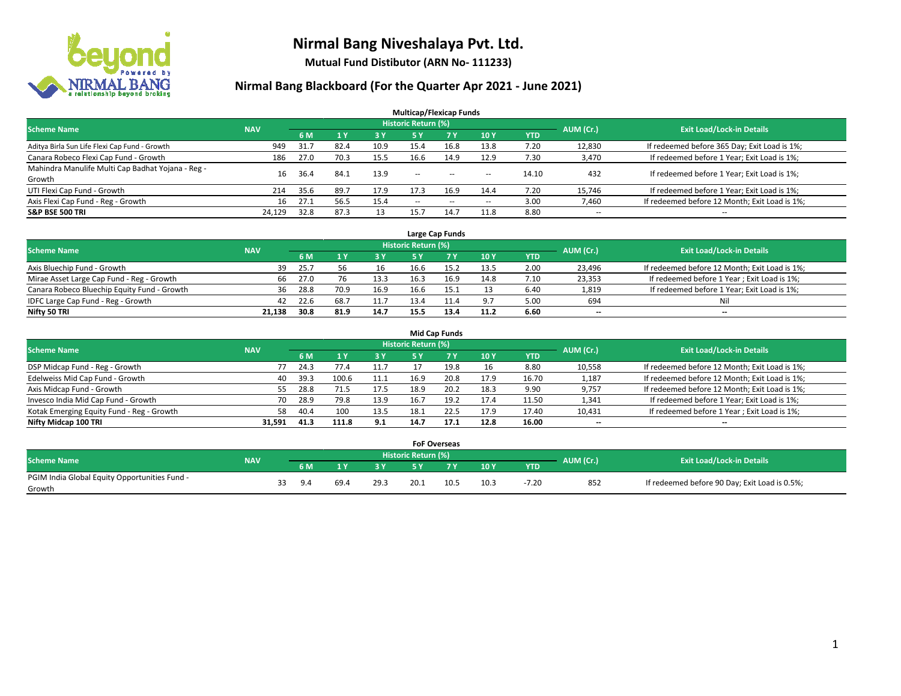# Nirmal Bang Niveshalaya Pvt. Ltd.

**Mutual Fund Distibutor (ARN No- 111233)**

## Nirmal Bang Blackboard (For the Quarter Apr 2021 - June 2021)

### Multicap/Flexicap Funds

| Scheme Name | NAV | Historic Return (%) | | | | | | | AUM (Cr.) | Exit Load/Lock-in Details |
|---|---|---|---|---|---|---|---|---|---|---|
| | | 6 M | 1 Y | 3 Y | 5 Y | 7 Y | 10 Y | YTD | | |
| Aditya Birla Sun Life Flexi Cap Fund - Growth | 949 | 31.7 | 82.4 | 10.9 | 15.4 | 16.8 | 13.8 | 7.20 | 12,830 | If redeemed before 365 Day; Exit Load is 1%; |
| Canara Robeco Flexi Cap Fund - Growth | 186 | 27.0 | 70.3 | 15.5 | 16.6 | 14.9 | 12.9 | 7.30 | 3,470 | If redeemed before 1 Year; Exit Load is 1%; |
| Mahindra Manulife Multi Cap Badhat Yojana - Reg - Growth | 16 | 36.4 | 84.1 | 13.9 | -- | -- | -- | 14.10 | 432 | If redeemed before 1 Year; Exit Load is 1%; |
| UTI Flexi Cap Fund - Growth | 214 | 35.6 | 89.7 | 17.9 | 17.3 | 16.9 | 14.4 | 7.20 | 15,746 | If redeemed before 1 Year; Exit Load is 1%; |
| Axis Flexi Cap Fund - Reg - Growth | 16 | 27.1 | 56.5 | 15.4 | -- | -- | -- | 3.00 | 7,460 | If redeemed before 12 Month; Exit Load is 1%; |
| **S&P BSE 500 TRI** | **24,129** | **32.8** | **87.3** | **13** | **15.7** | **14.7** | **11.8** | **8.80** | -- | -- |

### Large Cap Funds

| Scheme Name | NAV | Historic Return (%) | | | | | | | AUM (Cr.) | Exit Load/Lock-in Details |
|---|---|---|---|---|---|---|---|---|---|---|
| | | 6 M | 1 Y | 3 Y | 5 Y | 7 Y | 10 Y | YTD | | |
| Axis Bluechip Fund - Growth | 39 | 25.7 | 56 | 16 | 16.6 | 15.2 | 13.5 | 2.00 | 23,496 | If redeemed before 12 Month; Exit Load is 1%; |
| Mirae Asset Large Cap Fund - Reg - Growth | 66 | 27.0 | 76 | 13.3 | 16.3 | 16.9 | 14.8 | 7.10 | 23,353 | If redeemed before 1 Year ; Exit Load is 1%; |
| Canara Robeco Bluechip Equity Fund - Growth | 36 | 28.8 | 70.9 | 16.9 | 16.6 | 15.1 | 13 | 6.40 | 1,819 | If redeemed before 1 Year; Exit Load is 1%; |
| IDFC Large Cap Fund - Reg - Growth | 42 | 22.6 | 68.7 | 11.7 | 13.4 | 11.4 | 9.7 | 5.00 | 694 | Nil |
| **Nifty 50 TRI** | **21,138** | **30.8** | **81.9** | **14.7** | **15.5** | **13.4** | **11.2** | **6.60** | -- | -- |

### Mid Cap Funds

| Scheme Name | NAV | Historic Return (%) | | | | | | | AUM (Cr.) | Exit Load/Lock-in Details |
|---|---|---|---|---|---|---|---|---|---|---|
| | | 6 M | 1 Y | 3 Y | 5 Y | 7 Y | 10 Y | YTD | | |
| DSP Midcap Fund - Reg - Growth | 77 | 24.3 | 77.4 | 11.7 | 17 | 19.8 | 16 | 8.80 | 10,558 | If redeemed before 12 Month; Exit Load is 1%; |
| Edelweiss Mid Cap Fund - Growth | 40 | 39.3 | 100.6 | 11.1 | 16.9 | 20.8 | 17.9 | 16.70 | 1,187 | If redeemed before 12 Month; Exit Load is 1%; |
| Axis Midcap Fund - Growth | 55 | 28.8 | 71.5 | 17.5 | 18.9 | 20.2 | 18.3 | 9.90 | 9,757 | If redeemed before 12 Month; Exit Load is 1%; |
| Invesco India Mid Cap Fund - Growth | 70 | 28.9 | 79.8 | 13.9 | 16.7 | 19.2 | 17.4 | 11.50 | 1,341 | If redeemed before 1 Year; Exit Load is 1%; |
| Kotak Emerging Equity Fund - Reg - Growth | 58 | 40.4 | 100 | 13.5 | 18.1 | 22.5 | 17.9 | 17.40 | 10,431 | If redeemed before 1 Year ; Exit Load is 1%; |
| **Nifty Midcap 100 TRI** | **31,591** | **41.3** | **111.8** | **9.1** | **14.7** | **17.1** | **12.8** | **16.00** | -- | -- |

### FoF Overseas

| Scheme Name | NAV | Historic Return (%) | | | | | | | AUM (Cr.) | Exit Load/Lock-in Details |
|---|---|---|---|---|---|---|---|---|---|---|
| | | 6 M | 1 Y | 3 Y | 5 Y | 7 Y | 10 Y | YTD | | |
| PGIM India Global Equity Opportunities Fund - Growth | 33 | 9.4 | 69.4 | 29.3 | 20.1 | 10.5 | 10.3 | -7.20 | 852 | If redeemed before 90 Day; Exit Load is 0.5%; |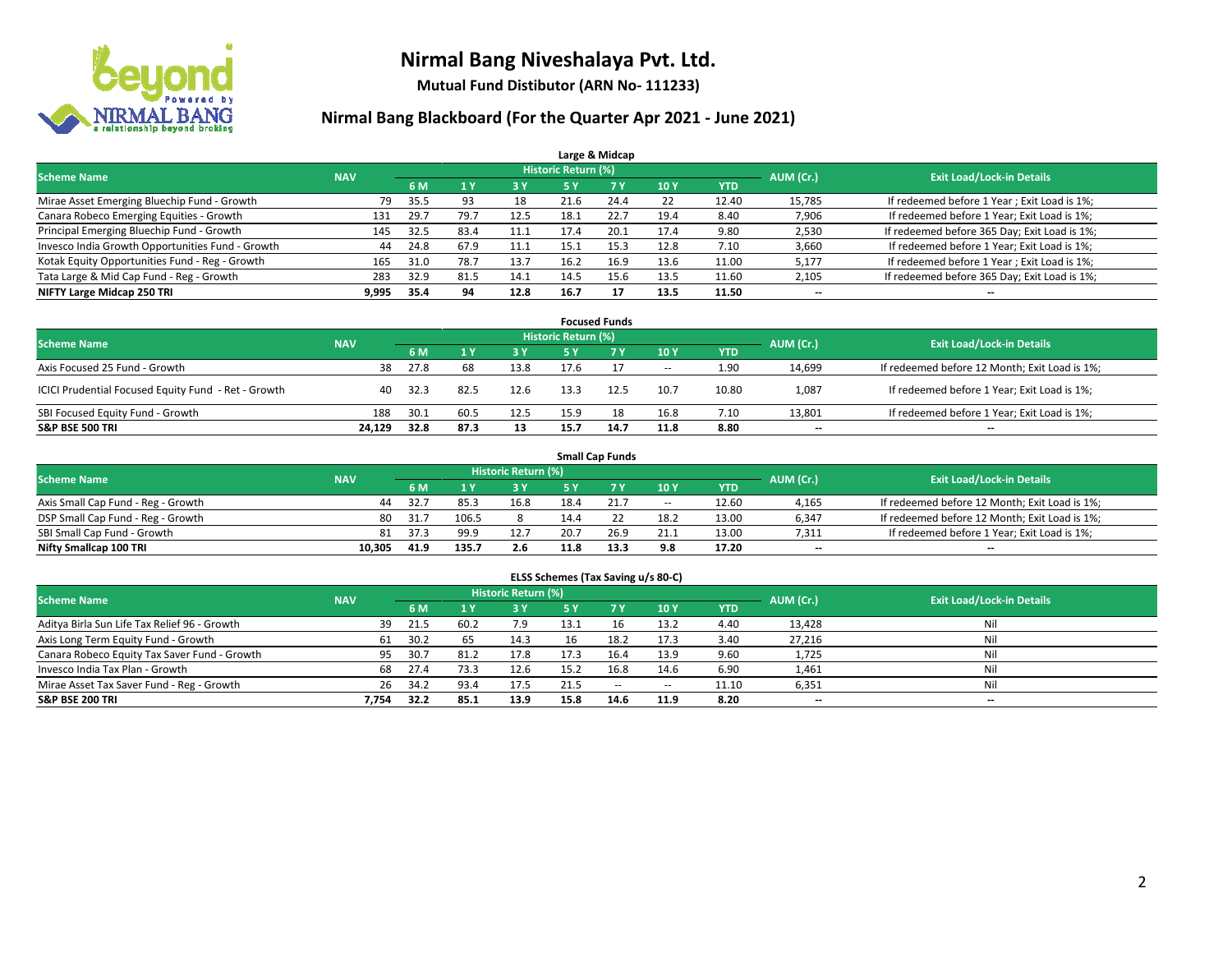# Nirmal Bang Niveshalaya Pvt. Ltd.

**Mutual Fund Distibutor (ARN No- 111233)**

## Nirmal Bang Blackboard (For the Quarter Apr 2021 - June 2021)

### Large & Midcap

| Scheme Name | NAV | Historic Return (%) | | | | | | | AUM (Cr.) | Exit Load/Lock-in Details |
|---|---|---|---|---|---|---|---|---|---|---|
| | | 6 M | 1 Y | 3 Y | 5 Y | 7 Y | 10 Y | YTD | | |
| Mirae Asset Emerging Bluechip Fund - Growth | 79 | 35.5 | 93 | 18 | 21.6 | 24.4 | 22 | 12.40 | 15,785 | If redeemed before 1 Year ; Exit Load is 1%; |
| Canara Robeco Emerging Equities - Growth | 131 | 29.7 | 79.7 | 12.5 | 18.1 | 22.7 | 19.4 | 8.40 | 7,906 | If redeemed before 1 Year; Exit Load is 1%; |
| Principal Emerging Bluechip Fund - Growth | 145 | 32.5 | 83.4 | 11.1 | 17.4 | 20.1 | 17.4 | 9.80 | 2,530 | If redeemed before 365 Day; Exit Load is 1%; |
| Invesco India Growth Opportunities Fund - Growth | 44 | 24.8 | 67.9 | 11.1 | 15.1 | 15.3 | 12.8 | 7.10 | 3,660 | If redeemed before 1 Year; Exit Load is 1%; |
| Kotak Equity Opportunities Fund - Reg - Growth | 165 | 31.0 | 78.7 | 13.7 | 16.2 | 16.9 | 13.6 | 11.00 | 5,177 | If redeemed before 1 Year ; Exit Load is 1%; |
| Tata Large & Mid Cap Fund - Reg - Growth | 283 | 32.9 | 81.5 | 14.1 | 14.5 | 15.6 | 13.5 | 11.60 | 2,105 | If redeemed before 365 Day; Exit Load is 1%; |
| **NIFTY Large Midcap 250 TRI** | **9,995** | **35.4** | **94** | **12.8** | **16.7** | **17** | **13.5** | **11.50** | **--** | **--** |

### Focused Funds

| Scheme Name | NAV | Historic Return (%) | | | | | | | AUM (Cr.) | Exit Load/Lock-in Details |
|---|---|---|---|---|---|---|---|---|---|---|
| | | 6 M | 1 Y | 3 Y | 5 Y | 7 Y | 10 Y | YTD | | |
| Axis Focused 25 Fund - Growth | 38 | 27.8 | 68 | 13.8 | 17.6 | 17 | -- | 1.90 | 14,699 | If redeemed before 12 Month; Exit Load is 1%; |
| ICICI Prudential Focused Equity Fund - Ret - Growth | 40 | 32.3 | 82.5 | 12.6 | 13.3 | 12.5 | 10.7 | 10.80 | 1,087 | If redeemed before 1 Year; Exit Load is 1%; |
| SBI Focused Equity Fund - Growth | 188 | 30.1 | 60.5 | 12.5 | 15.9 | 18 | 16.8 | 7.10 | 13,801 | If redeemed before 1 Year; Exit Load is 1%; |
| **S&P BSE 500 TRI** | **24,129** | **32.8** | **87.3** | **13** | **15.7** | **14.7** | **11.8** | **8.80** | **--** | **--** |

### Small Cap Funds

| Scheme Name | NAV | Historic Return (%) | | | | | | | AUM (Cr.) | Exit Load/Lock-in Details |
|---|---|---|---|---|---|---|---|---|---|---|
| | | 6 M | 1 Y | 3 Y | 5 Y | 7 Y | 10 Y | YTD | | |
| Axis Small Cap Fund - Reg - Growth | 44 | 32.7 | 85.3 | 16.8 | 18.4 | 21.7 | -- | 12.60 | 4,165 | If redeemed before 12 Month; Exit Load is 1%; |
| DSP Small Cap Fund - Reg - Growth | 80 | 31.7 | 106.5 | 8 | 14.4 | 22 | 18.2 | 13.00 | 6,347 | If redeemed before 12 Month; Exit Load is 1%; |
| SBI Small Cap Fund - Growth | 81 | 37.3 | 99.9 | 12.7 | 20.7 | 26.9 | 21.1 | 13.00 | 7,311 | If redeemed before 1 Year; Exit Load is 1%; |
| **Nifty Smallcap 100 TRI** | **10,305** | **41.9** | **135.7** | **2.6** | **11.8** | **13.3** | **9.8** | **17.20** | **--** | **--** |

### ELSS Schemes (Tax Saving u/s 80-C)

| Scheme Name | NAV | Historic Return (%) | | | | | | | AUM (Cr.) | Exit Load/Lock-in Details |
|---|---|---|---|---|---|---|---|---|---|---|
| | | 6 M | 1 Y | 3 Y | 5 Y | 7 Y | 10 Y | YTD | | |
| Aditya Birla Sun Life Tax Relief 96 - Growth | 39 | 21.5 | 60.2 | 7.9 | 13.1 | 16 | 13.2 | 4.40 | 13,428 | Nil |
| Axis Long Term Equity Fund - Growth | 61 | 30.2 | 65 | 14.3 | 16 | 18.2 | 17.3 | 3.40 | 27,216 | Nil |
| Canara Robeco Equity Tax Saver Fund - Growth | 95 | 30.7 | 81.2 | 17.8 | 17.3 | 16.4 | 13.9 | 9.60 | 1,725 | Nil |
| Invesco India Tax Plan - Growth | 68 | 27.4 | 73.3 | 12.6 | 15.2 | 16.8 | 14.6 | 6.90 | 1,461 | Nil |
| Mirae Asset Tax Saver Fund - Reg - Growth | 26 | 34.2 | 93.4 | 17.5 | 21.5 | -- | -- | 11.10 | 6,351 | Nil |
| **S&P BSE 200 TRI** | **7,754** | **32.2** | **85.1** | **13.9** | **15.8** | **14.6** | **11.9** | **8.20** | **--** | **--** |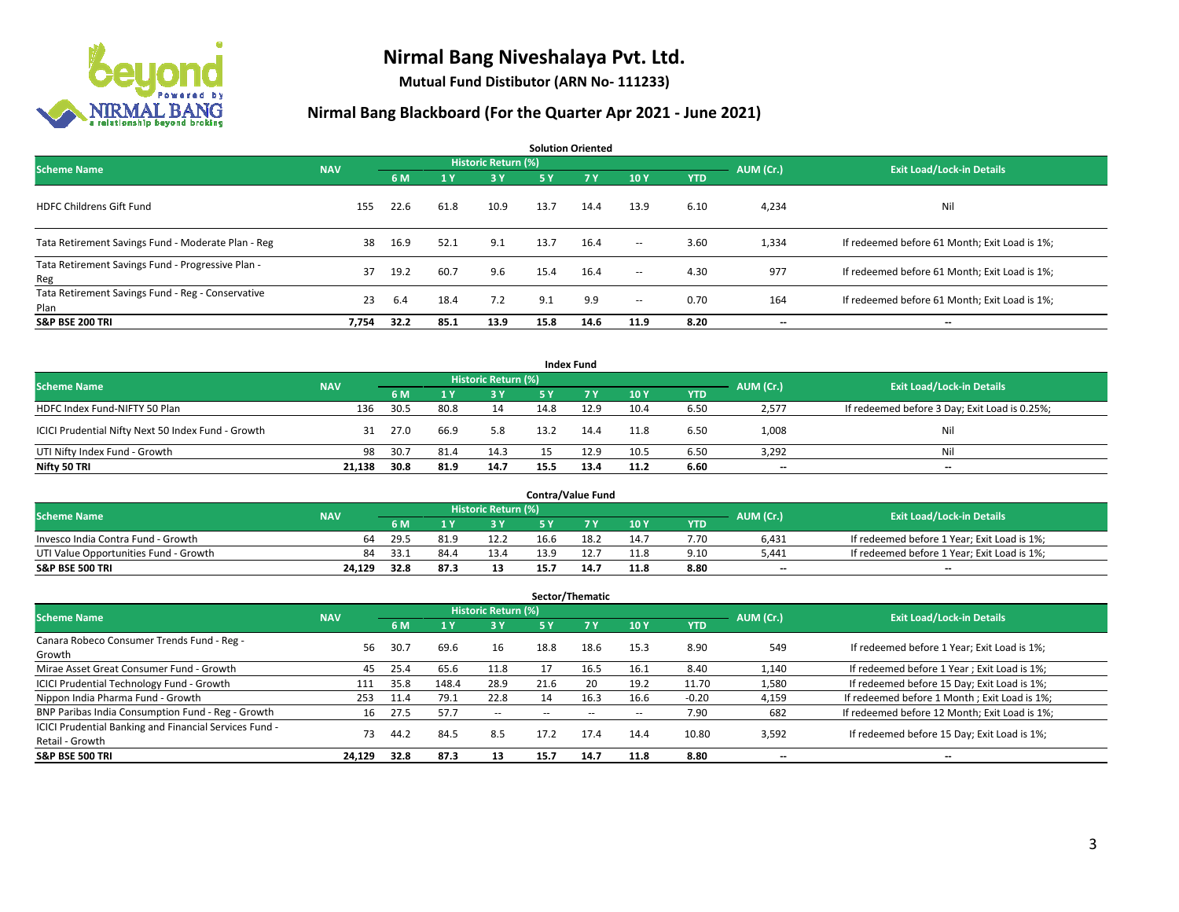# Nirmal Bang Niveshalaya Pvt. Ltd.

**Mutual Fund Distibutor (ARN No- 111233)**

## Nirmal Bang Blackboard (For the Quarter Apr 2021 - June 2021)

### Solution Oriented

| Scheme Name | NAV | Historic Return (%) | | | | | | | AUM (Cr.) | Exit Load/Lock-in Details |
|---|---|---|---|---|---|---|---|---|---|---|
| | | 6 M | 1 Y | 3 Y | 5 Y | 7 Y | 10 Y | YTD | | |
| HDFC Childrens Gift Fund | 155 | 22.6 | 61.8 | 10.9 | 13.7 | 14.4 | 13.9 | 6.10 | 4,234 | Nil |
| Tata Retirement Savings Fund - Moderate Plan - Reg | 38 | 16.9 | 52.1 | 9.1 | 13.7 | 16.4 | -- | 3.60 | 1,334 | If redeemed before 61 Month; Exit Load is 1%; |
| Tata Retirement Savings Fund - Progressive Plan - Reg | 37 | 19.2 | 60.7 | 9.6 | 15.4 | 16.4 | -- | 4.30 | 977 | If redeemed before 61 Month; Exit Load is 1%; |
| Tata Retirement Savings Fund - Reg - Conservative Plan | 23 | 6.4 | 18.4 | 7.2 | 9.1 | 9.9 | -- | 0.70 | 164 | If redeemed before 61 Month; Exit Load is 1%; |
| **S&P BSE 200 TRI** | **7,754** | **32.2** | **85.1** | **13.9** | **15.8** | **14.6** | **11.9** | **8.20** | **--** | **--** |

### Index Fund

| Scheme Name | NAV | Historic Return (%) | | | | | | | AUM (Cr.) | Exit Load/Lock-in Details |
|---|---|---|---|---|---|---|---|---|---|---|
| | | 6 M | 1 Y | 3 Y | 5 Y | 7 Y | 10 Y | YTD | | |
| HDFC Index Fund-NIFTY 50 Plan | 136 | 30.5 | 80.8 | 14 | 14.8 | 12.9 | 10.4 | 6.50 | 2,577 | If redeemed before 3 Day; Exit Load is 0.25%; |
| ICICI Prudential Nifty Next 50 Index Fund - Growth | 31 | 27.0 | 66.9 | 5.8 | 13.2 | 14.4 | 11.8 | 6.50 | 1,008 | Nil |
| UTI Nifty Index Fund - Growth | 98 | 30.7 | 81.4 | 14.3 | 15 | 12.9 | 10.5 | 6.50 | 3,292 | Nil |
| **Nifty 50 TRI** | **21,138** | **30.8** | **81.9** | **14.7** | **15.5** | **13.4** | **11.2** | **6.60** | **--** | **--** |

### Contra/Value Fund

| Scheme Name | NAV | Historic Return (%) | | | | | | | AUM (Cr.) | Exit Load/Lock-in Details |
|---|---|---|---|---|---|---|---|---|---|---|
| | | 6 M | 1 Y | 3 Y | 5 Y | 7 Y | 10 Y | YTD | | |
| Invesco India Contra Fund - Growth | 64 | 29.5 | 81.9 | 12.2 | 16.6 | 18.2 | 14.7 | 7.70 | 6,431 | If redeemed before 1 Year; Exit Load is 1%; |
| UTI Value Opportunities Fund - Growth | 84 | 33.1 | 84.4 | 13.4 | 13.9 | 12.7 | 11.8 | 9.10 | 5,441 | If redeemed before 1 Year; Exit Load is 1%; |
| **S&P BSE 500 TRI** | **24,129** | **32.8** | **87.3** | **13** | **15.7** | **14.7** | **11.8** | **8.80** | **--** | **--** |

### Sector/Thematic

| Scheme Name | NAV | Historic Return (%) | | | | | | | AUM (Cr.) | Exit Load/Lock-in Details |
|---|---|---|---|---|---|---|---|---|---|---|
| | | 6 M | 1 Y | 3 Y | 5 Y | 7 Y | 10 Y | YTD | | |
| Canara Robeco Consumer Trends Fund - Reg - Growth | 56 | 30.7 | 69.6 | 16 | 18.8 | 18.6 | 15.3 | 8.90 | 549 | If redeemed before 1 Year; Exit Load is 1%; |
| Mirae Asset Great Consumer Fund - Growth | 45 | 25.4 | 65.6 | 11.8 | 17 | 16.5 | 16.1 | 8.40 | 1,140 | If redeemed before 1 Year ; Exit Load is 1%; |
| ICICI Prudential Technology Fund - Growth | 111 | 35.8 | 148.4 | 28.9 | 21.6 | 20 | 19.2 | 11.70 | 1,580 | If redeemed before 15 Day; Exit Load is 1%; |
| Nippon India Pharma Fund - Growth | 253 | 11.4 | 79.1 | 22.8 | 14 | 16.3 | 16.6 | -0.20 | 4,159 | If redeemed before 1 Month ; Exit Load is 1%; |
| BNP Paribas India Consumption Fund - Reg - Growth | 16 | 27.5 | 57.7 | -- | -- | -- | -- | 7.90 | 682 | If redeemed before 12 Month; Exit Load is 1%; |
| ICICI Prudential Banking and Financial Services Fund - Retail - Growth | 73 | 44.2 | 84.5 | 8.5 | 17.2 | 17.4 | 14.4 | 10.80 | 3,592 | If redeemed before 15 Day; Exit Load is 1%; |
| **S&P BSE 500 TRI** | **24,129** | **32.8** | **87.3** | **13** | **15.7** | **14.7** | **11.8** | **8.80** | **--** | **--** |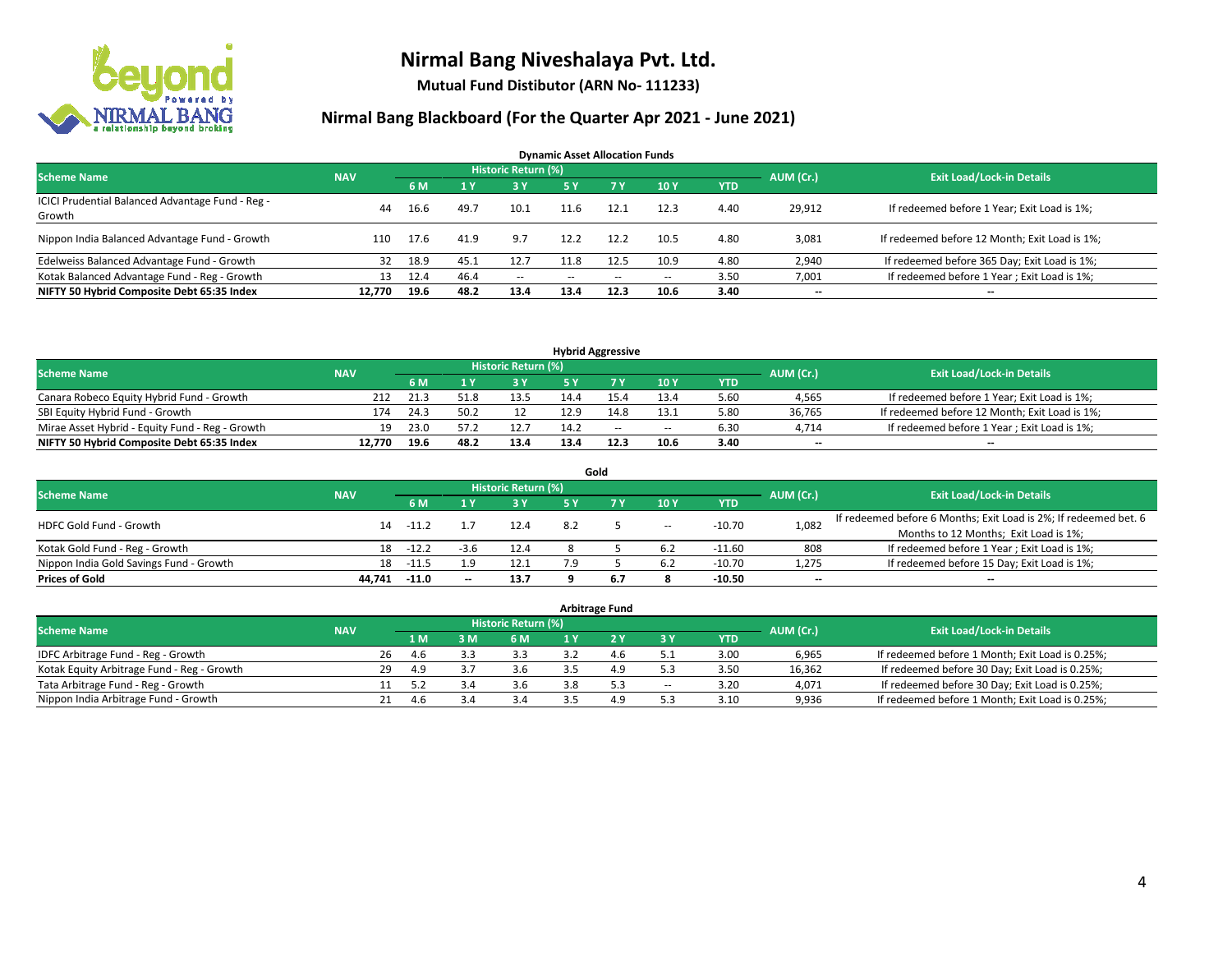# Nirmal Bang Niveshalaya Pvt. Ltd.

**Mutual Fund Distibutor (ARN No- 111233)**

## Nirmal Bang Blackboard (For the Quarter Apr 2021 - June 2021)

### Dynamic Asset Allocation Funds

| Scheme Name | NAV | Historic Return (%) | | | | | | | AUM (Cr.) | Exit Load/Lock-in Details |
|---|---|---|---|---|---|---|---|---|---|---|
| | | 6 M | 1 Y | 3 Y | 5 Y | 7 Y | 10 Y | YTD | | |
| ICICI Prudential Balanced Advantage Fund - Reg - Growth | 44 | 16.6 | 49.7 | 10.1 | 11.6 | 12.1 | 12.3 | 4.40 | 29,912 | If redeemed before 1 Year; Exit Load is 1%; |
| Nippon India Balanced Advantage Fund - Growth | 110 | 17.6 | 41.9 | 9.7 | 12.2 | 12.2 | 10.5 | 4.80 | 3,081 | If redeemed before 12 Month; Exit Load is 1%; |
| Edelweiss Balanced Advantage Fund - Growth | 32 | 18.9 | 45.1 | 12.7 | 11.8 | 12.5 | 10.9 | 4.80 | 2,940 | If redeemed before 365 Day; Exit Load is 1%; |
| Kotak Balanced Advantage Fund - Reg - Growth | 13 | 12.4 | 46.4 | -- | -- | -- | -- | 3.50 | 7,001 | If redeemed before 1 Year ; Exit Load is 1%; |
| **NIFTY 50 Hybrid Composite Debt 65:35 Index** | **12,770** | **19.6** | **48.2** | **13.4** | **13.4** | **12.3** | **10.6** | **3.40** | **--** | **--** |

### Hybrid Aggressive

| Scheme Name | NAV | Historic Return (%) | | | | | | | AUM (Cr.) | Exit Load/Lock-in Details |
|---|---|---|---|---|---|---|---|---|---|---|
| | | 6 M | 1 Y | 3 Y | 5 Y | 7 Y | 10 Y | YTD | | |
| Canara Robeco Equity Hybrid Fund - Growth | 212 | 21.3 | 51.8 | 13.5 | 14.4 | 15.4 | 13.4 | 5.60 | 4,565 | If redeemed before 1 Year; Exit Load is 1%; |
| SBI Equity Hybrid Fund - Growth | 174 | 24.3 | 50.2 | 12 | 12.9 | 14.8 | 13.1 | 5.80 | 36,765 | If redeemed before 12 Month; Exit Load is 1%; |
| Mirae Asset Hybrid - Equity Fund - Reg - Growth | 19 | 23.0 | 57.2 | 12.7 | 14.2 | -- | -- | 6.30 | 4,714 | If redeemed before 1 Year ; Exit Load is 1%; |
| **NIFTY 50 Hybrid Composite Debt 65:35 Index** | **12,770** | **19.6** | **48.2** | **13.4** | **13.4** | **12.3** | **10.6** | **3.40** | **--** | **--** |

### Gold

| Scheme Name | NAV | Historic Return (%) | | | | | | | AUM (Cr.) | Exit Load/Lock-in Details |
|---|---|---|---|---|---|---|---|---|---|---|
| | | 6 M | 1 Y | 3 Y | 5 Y | 7 Y | 10 Y | YTD | | |
| HDFC Gold Fund - Growth | 14 | -11.2 | 1.7 | 12.4 | 8.2 | 5 | -- | -10.70 | 1,082 | If redeemed before 6 Months; Exit Load is 2%; If redeemed bet. 6 Months to 12 Months; Exit Load is 1%; |
| Kotak Gold Fund - Reg - Growth | 18 | -12.2 | -3.6 | 12.4 | 8 | 5 | 6.2 | -11.60 | 808 | If redeemed before 1 Year ; Exit Load is 1%; |
| Nippon India Gold Savings Fund - Growth | 18 | -11.5 | 1.9 | 12.1 | 7.9 | 5 | 6.2 | -10.70 | 1,275 | If redeemed before 15 Day; Exit Load is 1%; |
| **Prices of Gold** | **44,741** | **-11.0** | **--** | **13.7** | **9** | **6.7** | **8** | **-10.50** | **--** | **--** |

### Arbitrage Fund

| Scheme Name | NAV | Historic Return (%) | | | | | | | AUM (Cr.) | Exit Load/Lock-in Details |
|---|---|---|---|---|---|---|---|---|---|---|
| | | 1 M | 3 M | 6 M | 1 Y | 2 Y | 3 Y | YTD | | |
| IDFC Arbitrage Fund - Reg - Growth | 26 | 4.6 | 3.3 | 3.3 | 3.2 | 4.6 | 5.1 | 3.00 | 6,965 | If redeemed before 1 Month; Exit Load is 0.25%; |
| Kotak Equity Arbitrage Fund - Reg - Growth | 29 | 4.9 | 3.7 | 3.6 | 3.5 | 4.9 | 5.3 | 3.50 | 16,362 | If redeemed before 30 Day; Exit Load is 0.25%; |
| Tata Arbitrage Fund - Reg - Growth | 11 | 5.2 | 3.4 | 3.6 | 3.8 | 5.3 | -- | 3.20 | 4,071 | If redeemed before 30 Day; Exit Load is 0.25%; |
| Nippon India Arbitrage Fund - Growth | 21 | 4.6 | 3.4 | 3.4 | 3.5 | 4.9 | 5.3 | 3.10 | 9,936 | If redeemed before 1 Month; Exit Load is 0.25%; |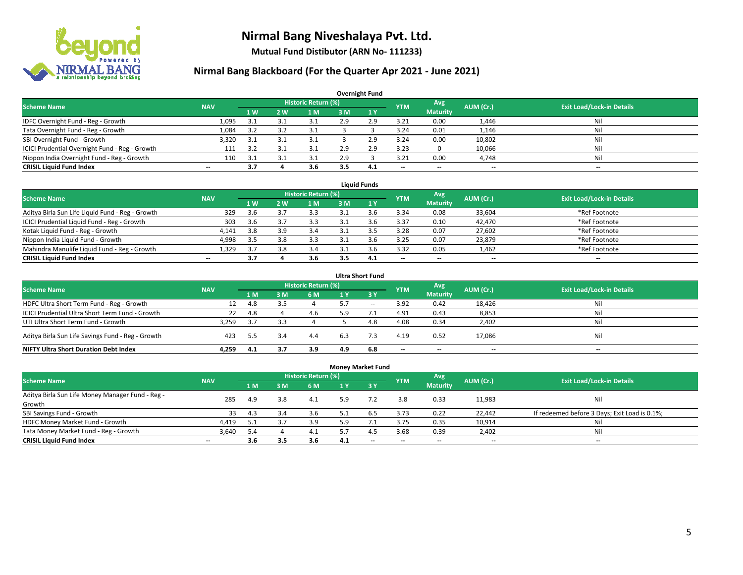# Nirmal Bang Niveshalaya Pvt. Ltd.

**Mutual Fund Distibutor (ARN No- 111233)**

## Nirmal Bang Blackboard (For the Quarter Apr 2021 - June 2021)

### Overnight Fund

| Scheme Name | NAV | Historic Return (%) | | | | | YTM | Avg Maturity | AUM (Cr.) | Exit Load/Lock-in Details |
|---|---|---|---|---|---|---|---|---|---|---|
| | | 1 W | 2 W | 1 M | 3 M | 1 Y | | | | |
| IDFC Overnight Fund - Reg - Growth | 1,095 | 3.1 | 3.1 | 3.1 | 2.9 | 2.9 | 3.21 | 0.00 | 1,446 | Nil |
| Tata Overnight Fund - Reg - Growth | 1,084 | 3.2 | 3.2 | 3.1 | 3 | 3 | 3.24 | 0.01 | 1,146 | Nil |
| SBI Overnight Fund - Growth | 3,320 | 3.1 | 3.1 | 3.1 | 3 | 2.9 | 3.24 | 0.00 | 10,802 | Nil |
| ICICI Prudential Overnight Fund - Reg - Growth | 111 | 3.2 | 3.1 | 3.1 | 2.9 | 2.9 | 3.23 | 0 | 10,066 | Nil |
| Nippon India Overnight Fund - Reg - Growth | 110 | 3.1 | 3.1 | 3.1 | 2.9 | 3 | 3.21 | 0.00 | 4,748 | Nil |
| **CRISIL Liquid Fund Index** | **--** | **3.7** | **4** | **3.6** | **3.5** | **4.1** | **--** | **--** | **--** | **--** |

### Liquid Funds

| Scheme Name | NAV | Historic Return (%) | | | | | YTM | Avg Maturity | AUM (Cr.) | Exit Load/Lock-in Details |
|---|---|---|---|---|---|---|---|---|---|---|
| | | 1 W | 2 W | 1 M | 3 M | 1 Y | | | | |
| Aditya Birla Sun Life Liquid Fund - Reg - Growth | 329 | 3.6 | 3.7 | 3.3 | 3.1 | 3.6 | 3.34 | 0.08 | 33,604 | *Ref Footnote |
| ICICI Prudential Liquid Fund - Reg - Growth | 303 | 3.6 | 3.7 | 3.3 | 3.1 | 3.6 | 3.37 | 0.10 | 42,470 | *Ref Footnote |
| Kotak Liquid Fund - Reg - Growth | 4,141 | 3.8 | 3.9 | 3.4 | 3.1 | 3.5 | 3.28 | 0.07 | 27,602 | *Ref Footnote |
| Nippon India Liquid Fund - Growth | 4,998 | 3.5 | 3.8 | 3.3 | 3.1 | 3.6 | 3.25 | 0.07 | 23,879 | *Ref Footnote |
| Mahindra Manulife Liquid Fund - Reg - Growth | 1,329 | 3.7 | 3.8 | 3.4 | 3.1 | 3.6 | 3.32 | 0.05 | 1,462 | *Ref Footnote |
| **CRISIL Liquid Fund Index** | **--** | **3.7** | **4** | **3.6** | **3.5** | **4.1** | **--** | **--** | **--** | **--** |

### Ultra Short Fund

| Scheme Name | NAV | Historic Return (%) | | | | | YTM | Avg Maturity | AUM (Cr.) | Exit Load/Lock-in Details |
|---|---|---|---|---|---|---|---|---|---|---|
| | | 1 M | 3 M | 6 M | 1 Y | 3 Y | | | | |
| HDFC Ultra Short Term Fund - Reg - Growth | 12 | 4.8 | 3.5 | 4 | 5.7 | -- | 3.92 | 0.42 | 18,426 | Nil |
| ICICI Prudential Ultra Short Term Fund - Growth | 22 | 4.8 | 4 | 4.6 | 5.9 | 7.1 | 4.91 | 0.43 | 8,853 | Nil |
| UTI Ultra Short Term Fund - Growth | 3,259 | 3.7 | 3.3 | 4 | 5 | 4.8 | 4.08 | 0.34 | 2,402 | Nil |
| Aditya Birla Sun Life Savings Fund - Reg - Growth | 423 | 5.5 | 3.4 | 4.4 | 6.3 | 7.3 | 4.19 | 0.52 | 17,086 | Nil |
| **NIFTY Ultra Short Duration Debt Index** | **4,259** | **4.1** | **3.7** | **3.9** | **4.9** | **6.8** | **--** | **--** | **--** | **--** |

### Money Market Fund

| Scheme Name | NAV | Historic Return (%) | | | | | YTM | Avg Maturity | AUM (Cr.) | Exit Load/Lock-in Details |
|---|---|---|---|---|---|---|---|---|---|---|
| | | 1 M | 3 M | 6 M | 1 Y | 3 Y | | | | |
| Aditya Birla Sun Life Money Manager Fund - Reg - Growth | 285 | 4.9 | 3.8 | 4.1 | 5.9 | 7.2 | 3.8 | 0.33 | 11,983 | Nil |
| SBI Savings Fund - Growth | 33 | 4.3 | 3.4 | 3.6 | 5.1 | 6.5 | 3.73 | 0.22 | 22,442 | If redeemed before 3 Days; Exit Load is 0.1%; |
| HDFC Money Market Fund - Growth | 4,419 | 5.1 | 3.7 | 3.9 | 5.9 | 7.1 | 3.75 | 0.35 | 10,914 | Nil |
| Tata Money Market Fund - Reg - Growth | 3,640 | 5.4 | 4 | 4.1 | 5.7 | 4.5 | 3.68 | 0.39 | 2,402 | Nil |
| **CRISIL Liquid Fund Index** | **--** | **3.6** | **3.5** | **3.6** | **4.1** | **--** | **--** | **--** | **--** | **--** |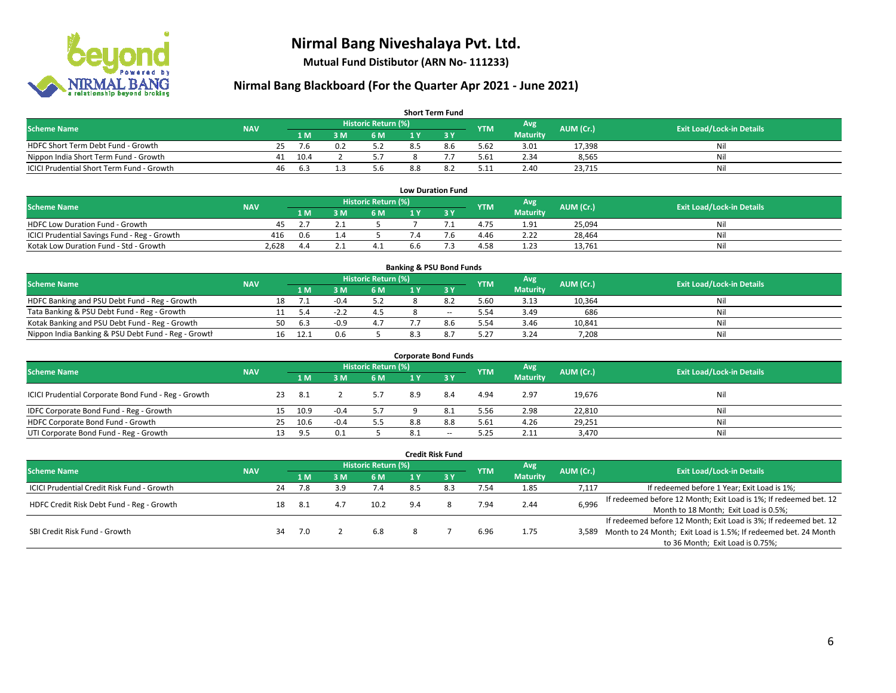# Nirmal Bang Niveshalaya Pvt. Ltd.

**Mutual Fund Distibutor (ARN No- 111233)**

## Nirmal Bang Blackboard (For the Quarter Apr 2021 - June 2021)

### Short Term Fund

| Scheme Name | NAV | Historic Return (%) | | | | | YTM | Avg Maturity | AUM (Cr.) | Exit Load/Lock-in Details |
|---|---|---|---|---|---|---|---|---|---|---|
| | | 1 M | 3 M | 6 M | 1 Y | 3 Y | | | | |
| HDFC Short Term Debt Fund - Growth | 25 | 7.6 | 0.2 | 5.2 | 8.5 | 8.6 | 5.62 | 3.01 | 17,398 | Nil |
| Nippon India Short Term Fund - Growth | 41 | 10.4 | 2 | 5.7 | 8 | 7.7 | 5.61 | 2.34 | 8,565 | Nil |
| ICICI Prudential Short Term Fund - Growth | 46 | 6.3 | 1.3 | 5.6 | 8.8 | 8.2 | 5.11 | 2.40 | 23,715 | Nil |

### Low Duration Fund

| Scheme Name | NAV | Historic Return (%) | | | | | YTM | Avg Maturity | AUM (Cr.) | Exit Load/Lock-in Details |
|---|---|---|---|---|---|---|---|---|---|---|
| | | 1 M | 3 M | 6 M | 1 Y | 3 Y | | | | |
| HDFC Low Duration Fund - Growth | 45 | 2.7 | 2.1 | 5 | 7 | 7.1 | 4.75 | 1.91 | 25,094 | Nil |
| ICICI Prudential Savings Fund - Reg - Growth | 416 | 0.6 | 1.4 | 5 | 7.4 | 7.6 | 4.46 | 2.22 | 28,464 | Nil |
| Kotak Low Duration Fund - Std - Growth | 2,628 | 4.4 | 2.1 | 4.1 | 6.6 | 7.3 | 4.58 | 1.23 | 13,761 | Nil |

### Banking & PSU Bond Funds

| Scheme Name | NAV | Historic Return (%) | | | | | YTM | Avg Maturity | AUM (Cr.) | Exit Load/Lock-in Details |
|---|---|---|---|---|---|---|---|---|---|---|
| | | 1 M | 3 M | 6 M | 1 Y | 3 Y | | | | |
| HDFC Banking and PSU Debt Fund - Reg - Growth | 18 | 7.1 | -0.4 | 5.2 | 8 | 8.2 | 5.60 | 3.13 | 10,364 | Nil |
| Tata Banking & PSU Debt Fund - Reg - Growth | 11 | 5.4 | -2.2 | 4.5 | 8 | -- | 5.54 | 3.49 | 686 | Nil |
| Kotak Banking and PSU Debt Fund - Reg - Growth | 50 | 6.3 | -0.9 | 4.7 | 7.7 | 8.6 | 5.54 | 3.46 | 10,841 | Nil |
| Nippon India Banking & PSU Debt Fund - Reg - Growth | 16 | 12.1 | 0.6 | 5 | 8.3 | 8.7 | 5.27 | 3.24 | 7,208 | Nil |

### Corporate Bond Funds

| Scheme Name | NAV | Historic Return (%) | | | | | YTM | Avg Maturity | AUM (Cr.) | Exit Load/Lock-in Details |
|---|---|---|---|---|---|---|---|---|---|---|
| | | 1 M | 3 M | 6 M | 1 Y | 3 Y | | | | |
| ICICI Prudential Corporate Bond Fund - Reg - Growth | 23 | 8.1 | 2 | 5.7 | 8.9 | 8.4 | 4.94 | 2.97 | 19,676 | Nil |
| IDFC Corporate Bond Fund - Reg - Growth | 15 | 10.9 | -0.4 | 5.7 | 9 | 8.1 | 5.56 | 2.98 | 22,810 | Nil |
| HDFC Corporate Bond Fund - Growth | 25 | 10.6 | -0.4 | 5.5 | 8.8 | 8.8 | 5.61 | 4.26 | 29,251 | Nil |
| UTI Corporate Bond Fund - Reg - Growth | 13 | 9.5 | 0.1 | 5 | 8.1 | -- | 5.25 | 2.11 | 3,470 | Nil |

### Credit Risk Fund

| Scheme Name | NAV | Historic Return (%) | | | | | YTM | Avg Maturity | AUM (Cr.) | Exit Load/Lock-in Details |
|---|---|---|---|---|---|---|---|---|---|---|
| | | 1 M | 3 M | 6 M | 1 Y | 3 Y | | | | |
| ICICI Prudential Credit Risk Fund - Growth | 24 | 7.8 | 3.9 | 7.4 | 8.5 | 8.3 | 7.54 | 1.85 | 7,117 | If redeemed before 1 Year; Exit Load is 1%; |
| HDFC Credit Risk Debt Fund - Reg - Growth | 18 | 8.1 | 4.7 | 10.2 | 9.4 | 8 | 7.94 | 2.44 | 6,996 | If redeemed before 12 Month; Exit Load is 1%; If redeemed bet. 12 Month to 18 Month; Exit Load is 0.5%; |
| SBI Credit Risk Fund - Growth | 34 | 7.0 | 2 | 6.8 | 8 | 7 | 6.96 | 1.75 | 3,589 | If redeemed before 12 Month; Exit Load is 3%; If redeemed bet. 12 Month to 24 Month; Exit Load is 1.5%; If redeemed bet. 24 Month to 36 Month; Exit Load is 0.75%; |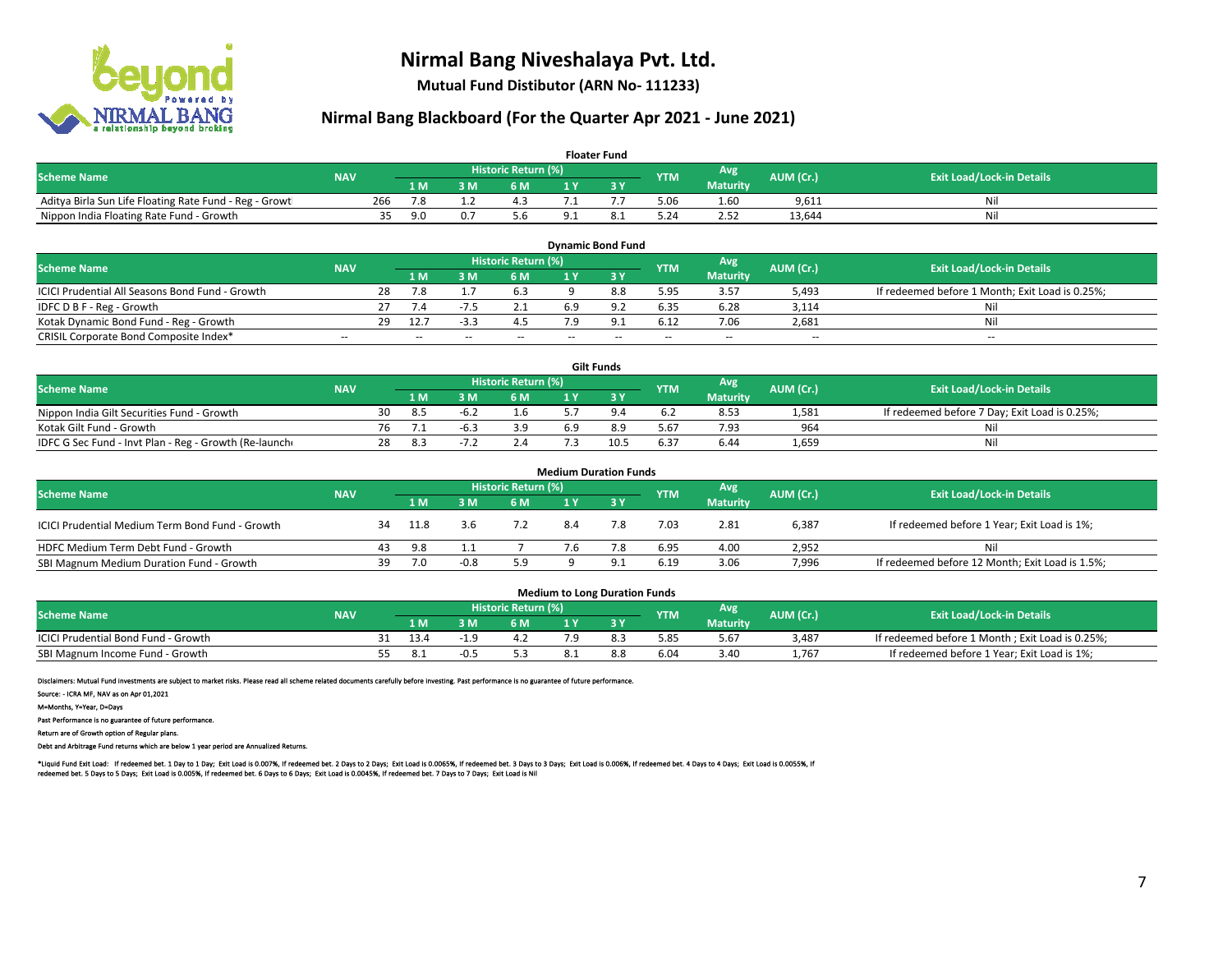# Nirmal Bang Niveshalaya Pvt. Ltd.

**Mutual Fund Distibutor (ARN No- 111233)**

## Nirmal Bang Blackboard (For the Quarter Apr 2021 - June 2021)

### Floater Fund

| Scheme Name | NAV | Historic Return (%) | | | | | YTM | Avg Maturity | AUM (Cr.) | Exit Load/Lock-in Details |
|---|---|---|---|---|---|---|---|---|---|---|
| | | 1 M | 3 M | 6 M | 1 Y | 3 Y | | | | |
| Aditya Birla Sun Life Floating Rate Fund - Reg - Growt | 266 | 7.8 | 1.2 | 4.3 | 7.1 | 7.7 | 5.06 | 1.60 | 9,611 | Nil |
| Nippon India Floating Rate Fund - Growth | 35 | 9.0 | 0.7 | 5.6 | 9.1 | 8.1 | 5.24 | 2.52 | 13,644 | Nil |

### Dynamic Bond Fund

| Scheme Name | NAV | Historic Return (%) | | | | | YTM | Avg Maturity | AUM (Cr.) | Exit Load/Lock-in Details |
|---|---|---|---|---|---|---|---|---|---|---|
| | | 1 M | 3 M | 6 M | 1 Y | 3 Y | | | | |
| ICICI Prudential All Seasons Bond Fund - Growth | 28 | 7.8 | 1.7 | 6.3 | 9 | 8.8 | 5.95 | 3.57 | 5,493 | If redeemed before 1 Month; Exit Load is 0.25%; |
| IDFC D B F - Reg - Growth | 27 | 7.4 | -7.5 | 2.1 | 6.9 | 9.2 | 6.35 | 6.28 | 3,114 | Nil |
| Kotak Dynamic Bond Fund - Reg - Growth | 29 | 12.7 | -3.3 | 4.5 | 7.9 | 9.1 | 6.12 | 7.06 | 2,681 | Nil |
| CRISIL Corporate Bond Composite Index* | -- | -- | -- | -- | -- | -- | -- | -- | -- | -- |

### Gilt Funds

| Scheme Name | NAV | Historic Return (%) | | | | | YTM | Avg Maturity | AUM (Cr.) | Exit Load/Lock-in Details |
|---|---|---|---|---|---|---|---|---|---|---|
| | | 1 M | 3 M | 6 M | 1 Y | 3 Y | | | | |
| Nippon India Gilt Securities Fund - Growth | 30 | 8.5 | -6.2 | 1.6 | 5.7 | 9.4 | 6.2 | 8.53 | 1,581 | If redeemed before 7 Day; Exit Load is 0.25%; |
| Kotak Gilt Fund - Growth | 76 | 7.1 | -6.3 | 3.9 | 6.9 | 8.9 | 5.67 | 7.93 | 964 | Nil |
| IDFC G Sec Fund - Invt Plan - Reg - Growth (Re-launch | 28 | 8.3 | -7.2 | 2.4 | 7.3 | 10.5 | 6.37 | 6.44 | 1,659 | Nil |

### Medium Duration Funds

| Scheme Name | NAV | Historic Return (%) | | | | | YTM | Avg Maturity | AUM (Cr.) | Exit Load/Lock-in Details |
|---|---|---|---|---|---|---|---|---|---|---|
| | | 1 M | 3 M | 6 M | 1 Y | 3 Y | | | | |
| ICICI Prudential Medium Term Bond Fund - Growth | 34 | 11.8 | 3.6 | 7.2 | 8.4 | 7.8 | 7.03 | 2.81 | 6,387 | If redeemed before 1 Year; Exit Load is 1%; |
| HDFC Medium Term Debt Fund - Growth | 43 | 9.8 | 1.1 | 7 | 7.6 | 7.8 | 6.95 | 4.00 | 2,952 | Nil |
| SBI Magnum Medium Duration Fund - Growth | 39 | 7.0 | -0.8 | 5.9 | 9 | 9.1 | 6.19 | 3.06 | 7,996 | If redeemed before 12 Month; Exit Load is 1.5%; |

### Medium to Long Duration Funds

| Scheme Name | NAV | Historic Return (%) | | | | | YTM | Avg Maturity | AUM (Cr.) | Exit Load/Lock-in Details |
|---|---|---|---|---|---|---|---|---|---|---|
| | | 1 M | 3 M | 6 M | 1 Y | 3 Y | | | | |
| ICICI Prudential Bond Fund - Growth | 31 | 13.4 | -1.9 | 4.2 | 7.9 | 8.3 | 5.85 | 5.67 | 3,487 | If redeemed before 1 Month ; Exit Load is 0.25%; |
| SBI Magnum Income Fund - Growth | 55 | 8.1 | -0.5 | 5.3 | 8.1 | 8.8 | 6.04 | 3.40 | 1,767 | If redeemed before 1 Year; Exit Load is 1%; |

Disclaimers: Mutual Fund investments are subject to market risks. Please read all scheme related documents carefully before investing. Past performance is no guarantee of future performance.

Source: - ICRA MF, NAV as on Apr 01,2021

M=Months, Y=Year, D=Days

Past Performance is no guarantee of future performance.

Return are of Growth option of Regular plans.

Debt and Arbitrage Fund returns which are below 1 year period are Annualized Returns.

*Liquid Fund Exit Load: If redeemed bet. 1 Day to 1 Day; Exit Load is 0.007%, If redeemed bet. 2 Days to 2 Days; Exit Load is 0.0065%, If redeemed bet. 3 Days to 3 Days; Exit Load is 0.006%, If redeemed bet. 4 Days to 4 Days; Exit Load is 0.0055%, If redeemed bet. 5 Days to 5 Days; Exit Load is 0.005%, If redeemed bet. 6 Days to 6 Days; Exit Load is 0.0045%, If redeemed bet. 7 Days to 7 Days; Exit Load is Nil